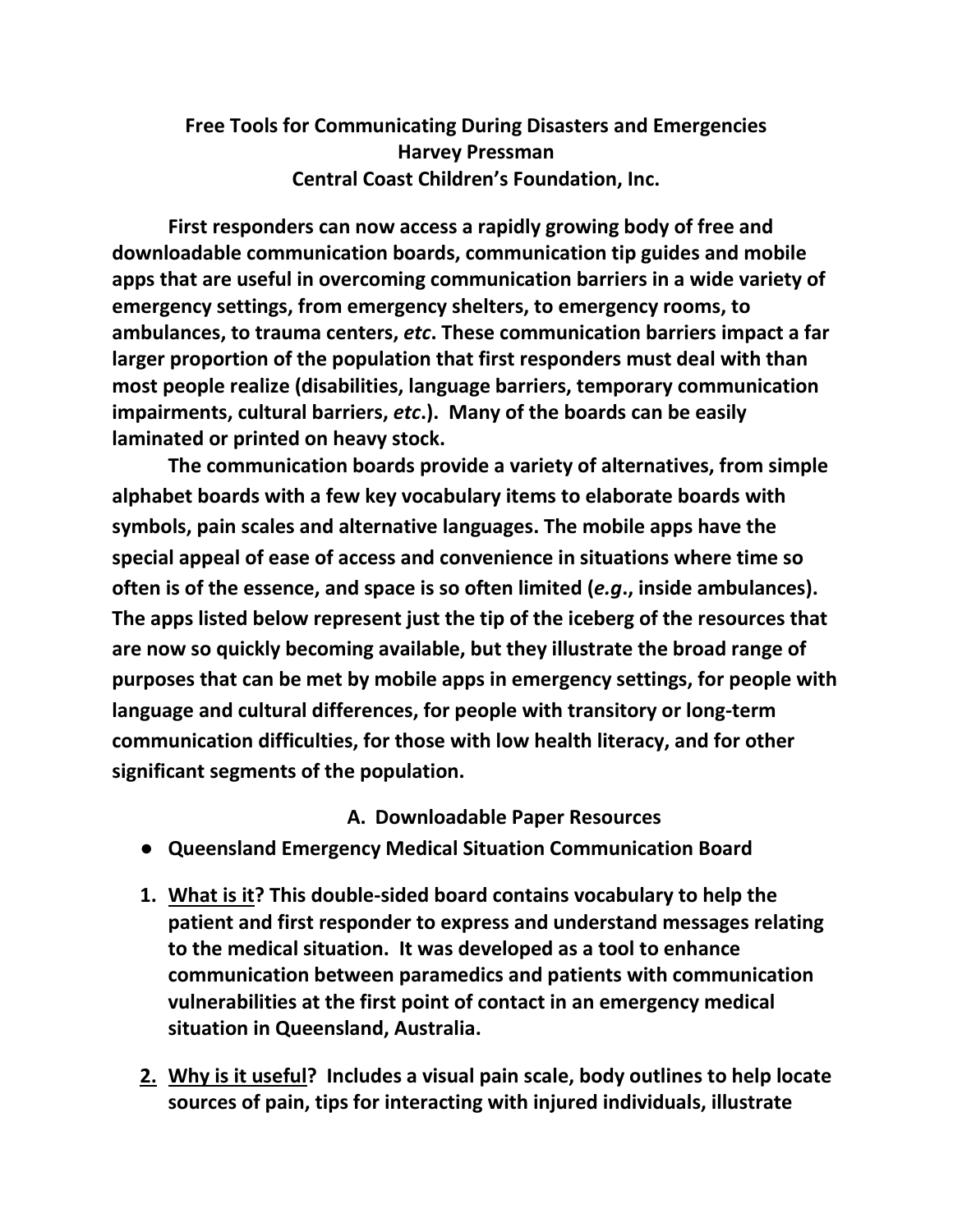# Free Tools for Communicating During Disasters and Emergencies

**Harvey Pressman**

**Central Coast Children's Foundation, Inc.**

**First responders can now access a rapidly growing body of free and downloadable communication boards, communication tip guides and mobile apps that are useful in overcoming communication barriers in a wide variety of emergency settings, from emergency shelters, to emergency rooms, to ambulances, to trauma centers, *etc*. These communication barriers impact a far larger proportion of the population that first responders must deal with than most people realize (disabilities, language barriers, temporary communication impairments, cultural barriers, *etc*.). Many of the boards can be easily laminated or printed on heavy stock.**

**The communication boards provide a variety of alternatives, from simple alphabet boards with a few key vocabulary items to elaborate boards with symbols, pain scales and alternative languages. The mobile apps have the special appeal of ease of access and convenience in situations where time so often is of the essence, and space is so often limited (*e.g*., inside ambulances). The apps listed below represent just the tip of the iceberg of the resources that are now so quickly becoming available, but they illustrate the broad range of purposes that can be met by mobile apps in emergency settings, for people with language and cultural differences, for people with transitory or long-term communication difficulties, for those with low health literacy, and for other significant segments of the population.**

## A. Downloadable Paper Resources

- **Queensland Emergency Medical Situation Communication Board**

1. **<u>What is it</u>? This double-sided board contains vocabulary to help the patient and first responder to express and understand messages relating to the medical situation. It was developed as a tool to enhance communication between paramedics and patients with communication vulnerabilities at the first point of contact in an emergency medical situation in Queensland, Australia.**

2. **<u>Why is it useful</u>? Includes a visual pain scale, body outlines to help locate sources of pain, tips for interacting with injured individuals, illustrate**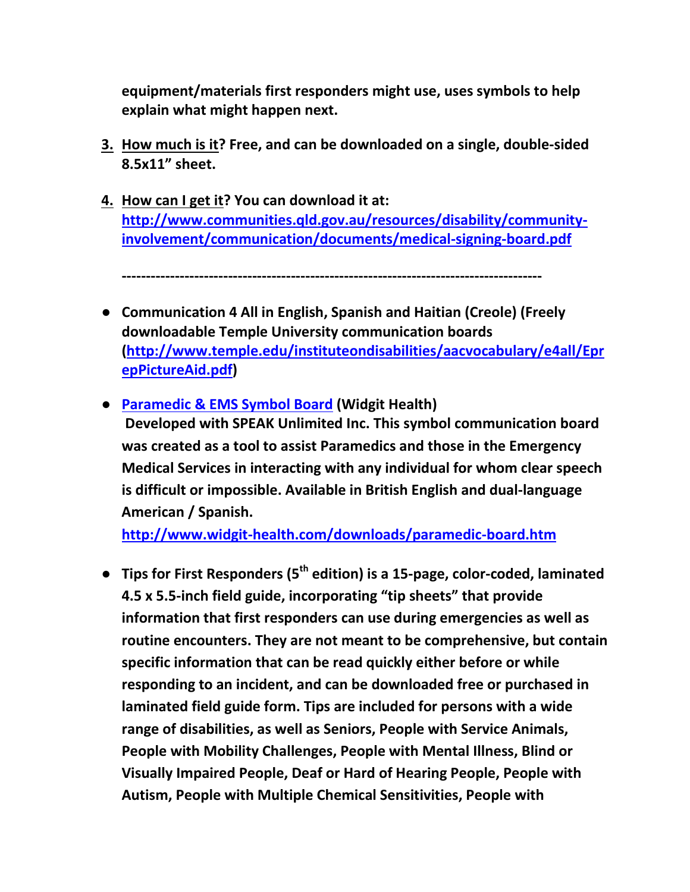**equipment/materials first responders might use, uses symbols to help explain what might happen next.**

3. **How much is it? Free, and can be downloaded on a single, double-sided 8.5x11" sheet.**

4. **How can I get it? You can download it at: [http://www.communities.qld.gov.au/resources/disability/community-involvement/communication/documents/medical-signing-board.pdf](http://www.communities.qld.gov.au/resources/disability/community-involvement/communication/documents/medical-signing-board.pdf)**

**-----------------------------------------------------------------------------------**

- **Communication 4 All in English, Spanish and Haitian (Creole) (Freely downloadable Temple University communication boards ([http://www.temple.edu/instituteondisabilities/aacvocabulary/e4all/EprepPictureAid.pdf](http://www.temple.edu/instituteondisabilities/aacvocabulary/e4all/EprepPictureAid.pdf))**

- **[Paramedic & EMS Symbol Board](http://www.widgit-health.com/downloads/paramedic-board.htm) (Widgit Health)**
  **Developed with SPEAK Unlimited Inc. This symbol communication board was created as a tool to assist Paramedics and those in the Emergency Medical Services in interacting with any individual for whom clear speech is difficult or impossible. Available in British English and dual-language American / Spanish.**
  **[http://www.widgit-health.com/downloads/paramedic-board.htm](http://www.widgit-health.com/downloads/paramedic-board.htm)**

- **Tips for First Responders (5th edition) is a 15-page, color-coded, laminated 4.5 x 5.5-inch field guide, incorporating "tip sheets" that provide information that first responders can use during emergencies as well as routine encounters. They are not meant to be comprehensive, but contain specific information that can be read quickly either before or while responding to an incident, and can be downloaded free or purchased in laminated field guide form. Tips are included for persons with a wide range of disabilities, as well as Seniors, People with Service Animals, People with Mobility Challenges, People with Mental Illness, Blind or Visually Impaired People, Deaf or Hard of Hearing People, People with Autism, People with Multiple Chemical Sensitivities, People with**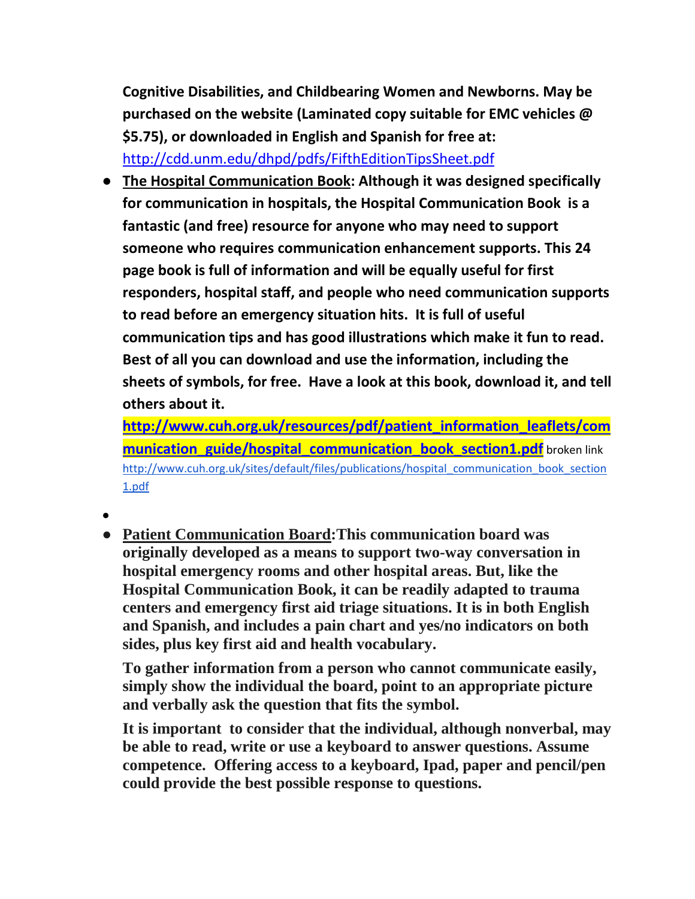**Cognitive Disabilities, and Childbearing Women and Newborns. May be purchased on the website (Laminated copy suitable for EMC vehicles @ $5.75), or downloaded in English and Spanish for free at:** http://cdd.unm.edu/dhpd/pdfs/FifthEditionTipsSheet.pdf

- **The Hospital Communication Book: Although it was designed specifically for communication in hospitals, the Hospital Communication Book is a fantastic (and free) resource for anyone who may need to support someone who requires communication enhancement supports. This 24 page book is full of information and will be equally useful for first responders, hospital staff, and people who need communication supports to read before an emergency situation hits. It is full of useful communication tips and has good illustrations which make it fun to read. Best of all you can download and use the information, including the sheets of symbols, for free. Have a look at this book, download it, and tell others about it.**

  **http://www.cuh.org.uk/resources/pdf/patient_information_leaflets/communication_guide/hospital_communication_book_section1.pdf** broken link
  http://www.cuh.org.uk/sites/default/files/publications/hospital_communication_book_section1.pdf

- 

- **Patient Communication Board: This communication board was originally developed as a means to support two-way conversation in hospital emergency rooms and other hospital areas. But, like the Hospital Communication Book, it can be readily adapted to trauma centers and emergency first aid triage situations. It is in both English and Spanish, and includes a pain chart and yes/no indicators on both sides, plus key first aid and health vocabulary.**

  **To gather information from a person who cannot communicate easily, simply show the individual the board, point to an appropriate picture and verbally ask the question that fits the symbol.**

  **It is important to consider that the individual, although nonverbal, may be able to read, write or use a keyboard to answer questions. Assume competence. Offering access to a keyboard, Ipad, paper and pencil/pen could provide the best possible response to questions.**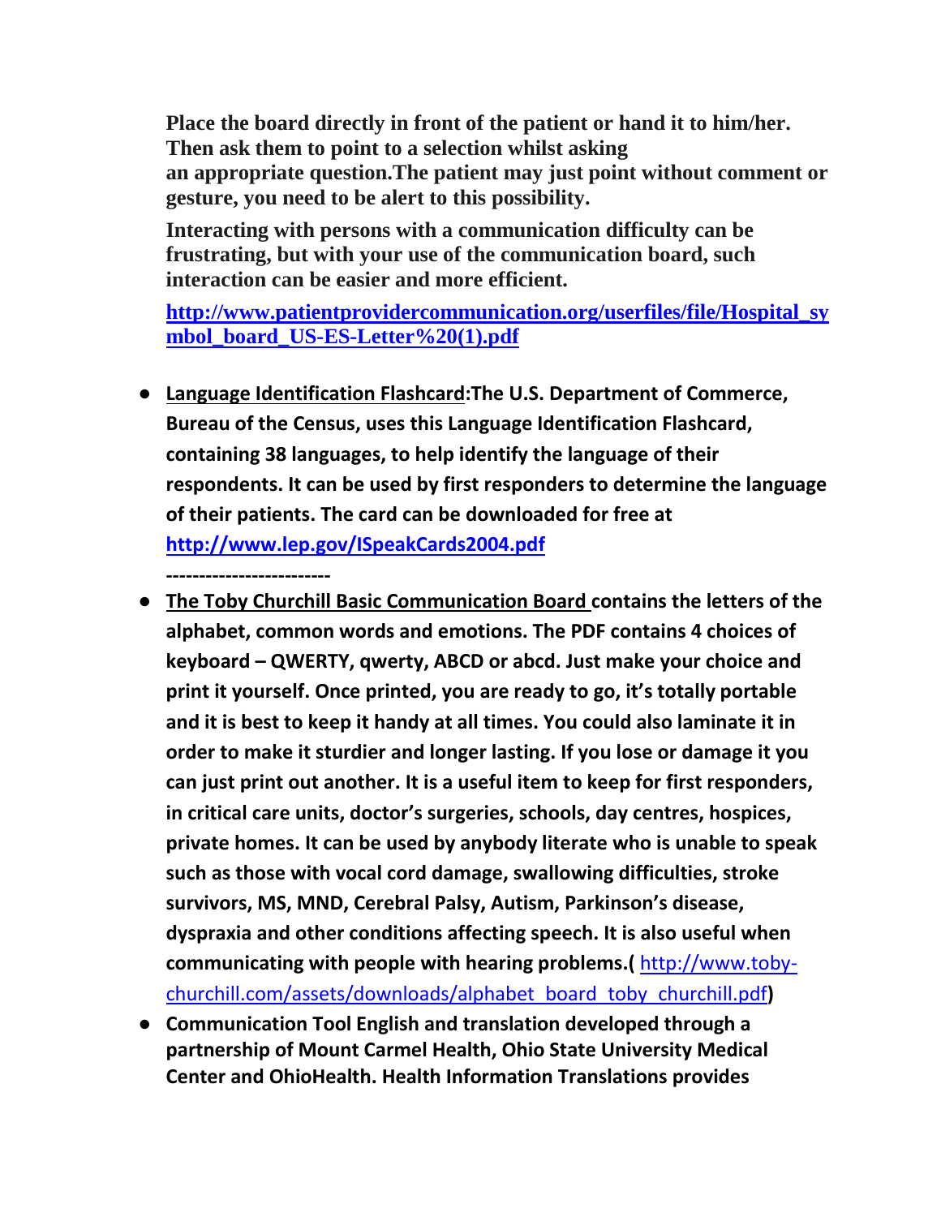**Place the board directly in front of the patient or hand it to him/her. Then ask them to point to a selection whilst asking an appropriate question.The patient may just point without comment or gesture, you need to be alert to this possibility.**

**Interacting with persons with a communication difficulty can be frustrating, but with your use of the communication board, such interaction can be easier and more efficient.**

**[http://www.patientprovidercommunication.org/userfiles/file/Hospital_symbol_board_US-ES-Letter%20(1).pdf](http://www.patientprovidercommunication.org/userfiles/file/Hospital_symbol_board_US-ES-Letter%20(1).pdf)**

- **Language Identification Flashcard:The U.S. Department of Commerce, Bureau of the Census, uses this Language Identification Flashcard, containing 38 languages, to help identify the language of their respondents. It can be used by first responders to determine the language of their patients. The card can be downloaded for free at [http://www.lep.gov/ISpeakCards2004.pdf](http://www.lep.gov/ISpeakCards2004.pdf)**

  **-------------------------**

- **The Toby Churchill Basic Communication Board contains the letters of the alphabet, common words and emotions. The PDF contains 4 choices of keyboard – QWERTY, qwerty, ABCD or abcd. Just make your choice and print it yourself. Once printed, you are ready to go, it's totally portable and it is best to keep it handy at all times. You could also laminate it in order to make it sturdier and longer lasting. If you lose or damage it you can just print out another. It is a useful item to keep for first responders, in critical care units, doctor's surgeries, schools, day centres, hospices, private homes. It can be used by anybody literate who is unable to speak such as those with vocal cord damage, swallowing difficulties, stroke survivors, MS, MND, Cerebral Palsy, Autism, Parkinson's disease, dyspraxia and other conditions affecting speech. It is also useful when communicating with people with hearing problems.(** [http://www.toby-churchill.com/assets/downloads/alphabet_board_toby_churchill.pdf](http://www.toby-churchill.com/assets/downloads/alphabet_board_toby_churchill.pdf)**)**
- **Communication Tool English and translation developed through a partnership of Mount Carmel Health, Ohio State University Medical Center and OhioHealth. Health Information Translations provides**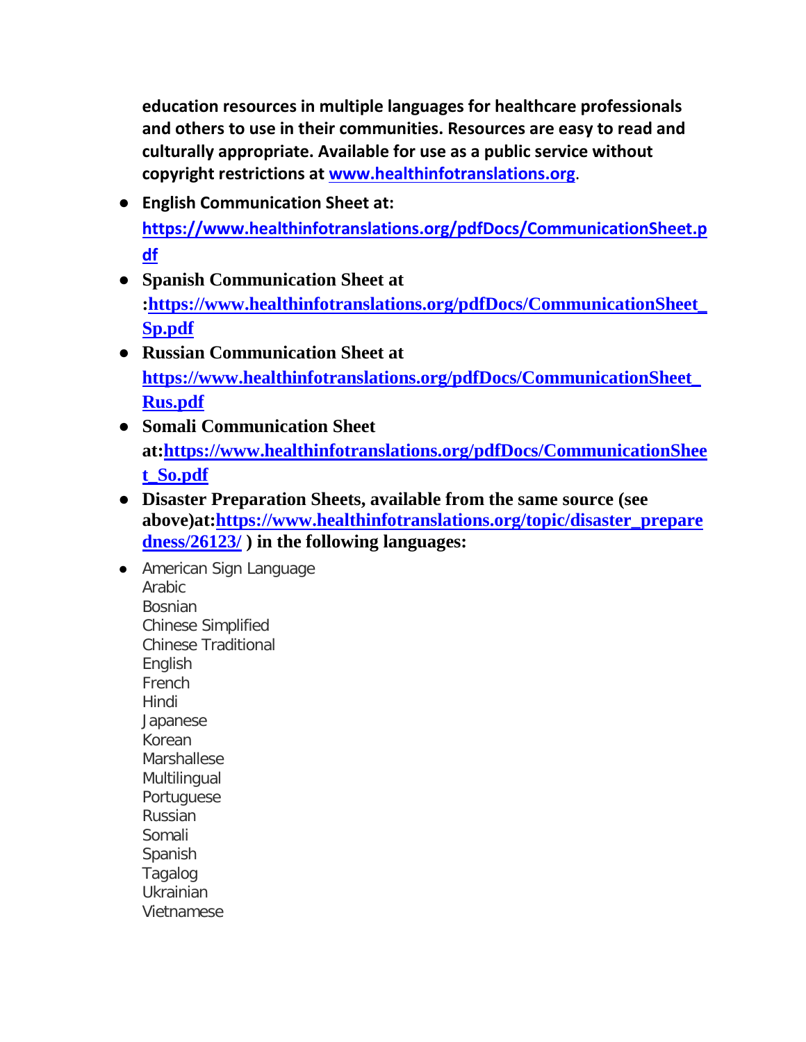**education resources in multiple languages for healthcare professionals and others to use in their communities. Resources are easy to read and culturally appropriate. Available for use as a public service without copyright restrictions at [www.healthinfotranslations.org](www.healthinfotranslations.org).**

- **English Communication Sheet at: [https://www.healthinfotranslations.org/pdfDocs/CommunicationSheet.pdf](https://www.healthinfotranslations.org/pdfDocs/CommunicationSheet.pdf)**
- **Spanish Communication Sheet at :[https://www.healthinfotranslations.org/pdfDocs/CommunicationSheet_Sp.pdf](https://www.healthinfotranslations.org/pdfDocs/CommunicationSheet_Sp.pdf)**
- **Russian Communication Sheet at [https://www.healthinfotranslations.org/pdfDocs/CommunicationSheet_Rus.pdf](https://www.healthinfotranslations.org/pdfDocs/CommunicationSheet_Rus.pdf)**
- **Somali Communication Sheet at:[https://www.healthinfotranslations.org/pdfDocs/CommunicationSheet_So.pdf](https://www.healthinfotranslations.org/pdfDocs/CommunicationSheet_So.pdf)**
- **Disaster Preparation Sheets, available from the same source (see above)at:[https://www.healthinfotranslations.org/topic/disaster_preparedness/26123/](https://www.healthinfotranslations.org/topic/disaster_preparedness/26123/) ) in the following languages:**
- American Sign Language
  Arabic
  Bosnian
  Chinese Simplified
  Chinese Traditional
  English
  French
  Hindi
  Japanese
  Korean
  Marshallese
  Multilingual
  Portuguese
  Russian
  Somali
  Spanish
  Tagalog
  Ukrainian
  Vietnamese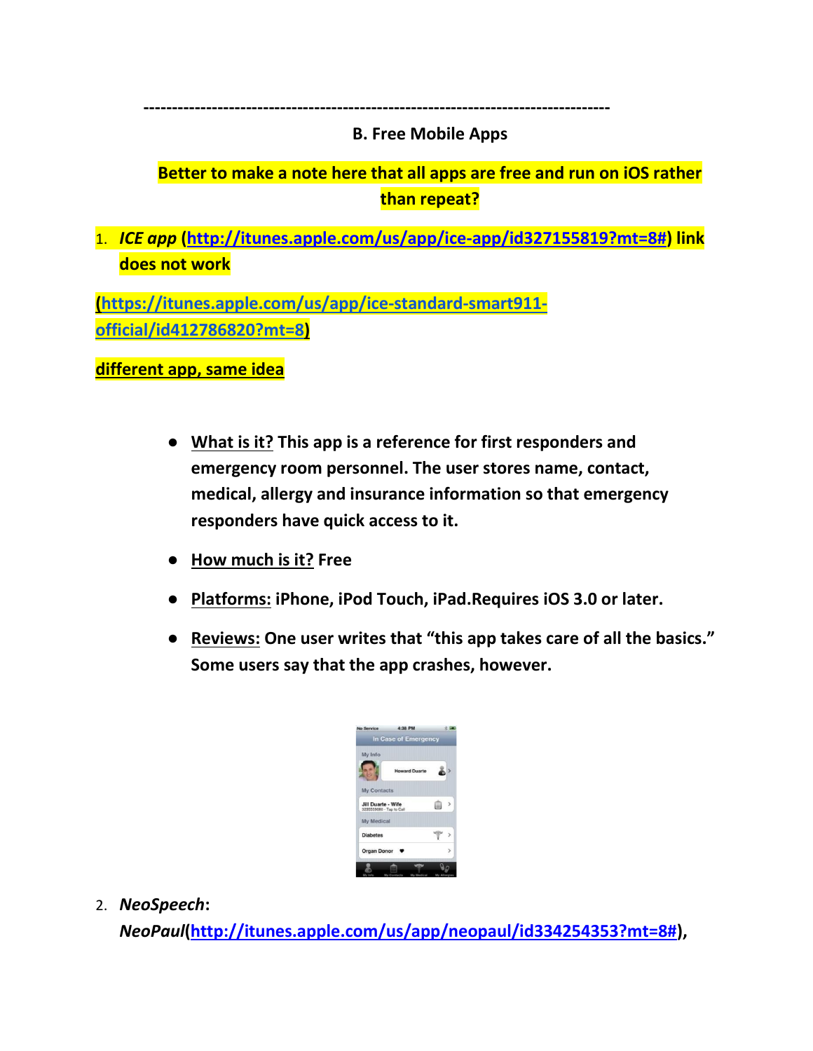--------------------------------------------------------------------------------

## B. Free Mobile Apps

**Better to make a note here that all apps are free and run on iOS rather than repeat?**

1. ***ICE app*** **(http://itunes.apple.com/us/app/ice-app/id327155819?mt=8#) link does not work**

**(https://itunes.apple.com/us/app/ice-standard-smart911-official/id412786820?mt=8)**

**different app, same idea**

- **What is it? This app is a reference for first responders and emergency room personnel. The user stores name, contact, medical, allergy and insurance information so that emergency responders have quick access to it.**
- **How much is it? Free**
- **Platforms: iPhone, iPod Touch, iPad.Requires iOS 3.0 or later.**
- **Reviews: One user writes that "this app takes care of all the basics." Some users say that the app crashes, however.**

2. ***NeoSpeech*****:** ***NeoPaul*****(http://itunes.apple.com/us/app/neopaul/id334254353?mt=8#),**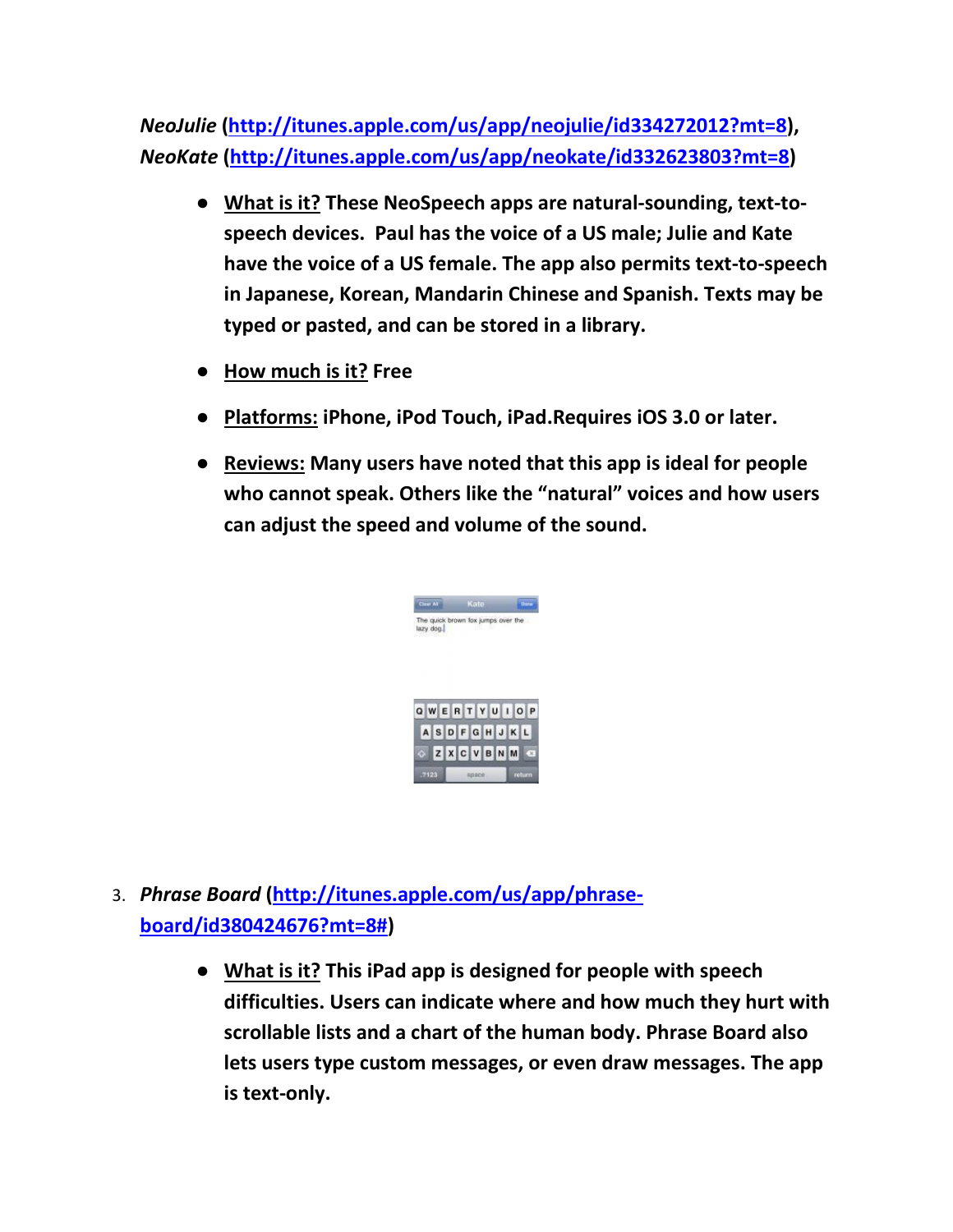*NeoJulie* (http://itunes.apple.com/us/app/neojulie/id334272012?mt=8), *NeoKate* (http://itunes.apple.com/us/app/neokate/id332623803?mt=8)

- **What is it? These NeoSpeech apps are natural-sounding, text-to-speech devices. Paul has the voice of a US male; Julie and Kate have the voice of a US female. The app also permits text-to-speech in Japanese, Korean, Mandarin Chinese and Spanish. Texts may be typed or pasted, and can be stored in a library.**
- **How much is it? Free**
- **Platforms: iPhone, iPod Touch, iPad.Requires iOS 3.0 or later.**
- **Reviews: Many users have noted that this app is ideal for people who cannot speak. Others like the "natural" voices and how users can adjust the speed and volume of the sound.**

3. ***Phrase Board*** (http://itunes.apple.com/us/app/phrase-board/id380424676?mt=8#)

    - **What is it? This iPad app is designed for people with speech difficulties. Users can indicate where and how much they hurt with scrollable lists and a chart of the human body. Phrase Board also lets users type custom messages, or even draw messages. The app is text-only.**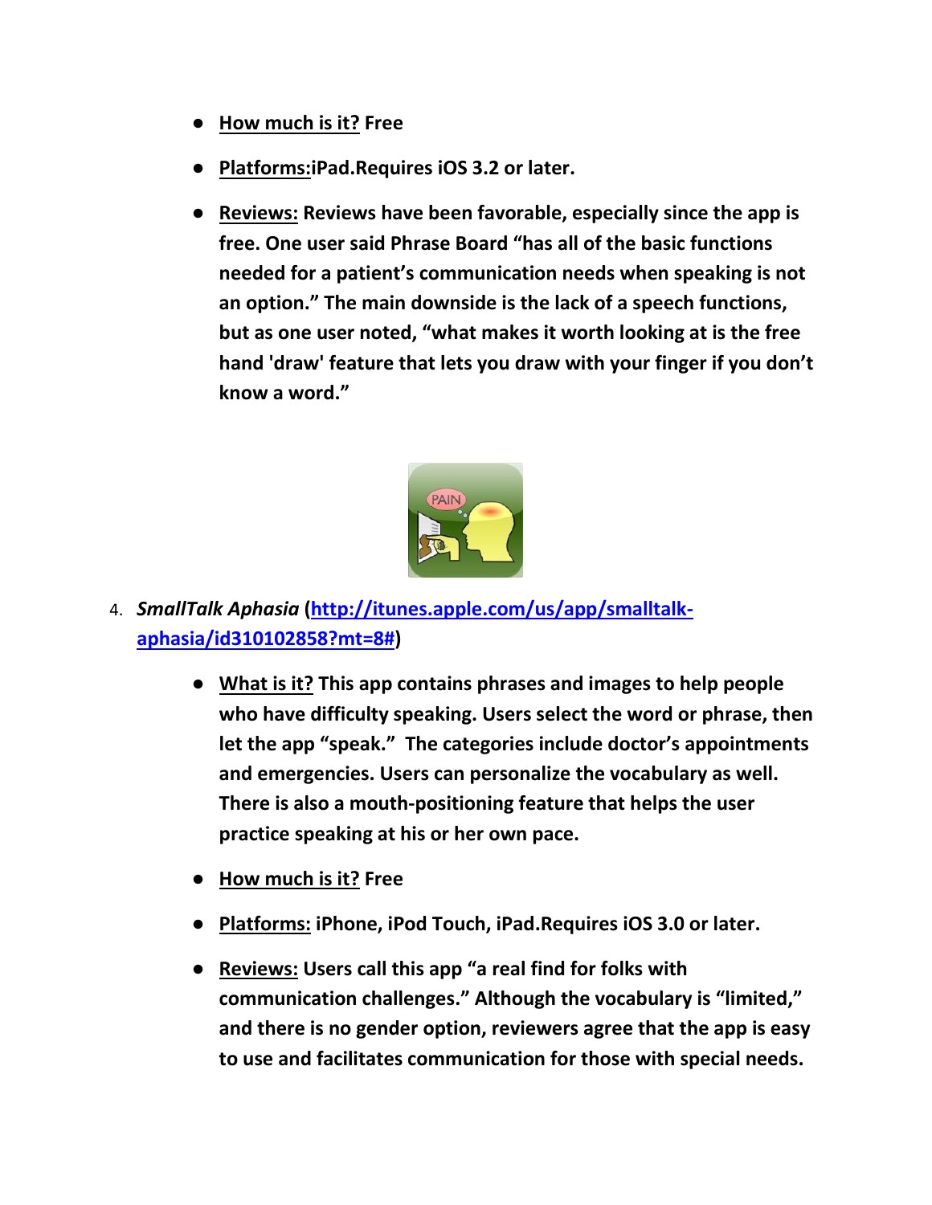- <u>How much is it?</u> Free
- <u>Platforms:</u>iPad.Requires iOS 3.2 or later.
- <u>Reviews:</u> Reviews have been favorable, especially since the app is free. One user said Phrase Board "has all of the basic functions needed for a patient's communication needs when speaking is not an option." The main downside is the lack of a speech functions, but as one user noted, "what makes it worth looking at is the free hand 'draw' feature that lets you draw with your finger if you don't know a word."

4. *SmallTalk Aphasia* ([http://itunes.apple.com/us/app/smalltalk-aphasia/id310102858?mt=8#](http://itunes.apple.com/us/app/smalltalk-aphasia/id310102858?mt=8#))

    - <u>What is it?</u> This app contains phrases and images to help people who have difficulty speaking. Users select the word or phrase, then let the app "speak." The categories include doctor's appointments and emergencies. Users can personalize the vocabulary as well. There is also a mouth-positioning feature that helps the user practice speaking at his or her own pace.
    - <u>How much is it?</u> Free
    - <u>Platforms:</u> iPhone, iPod Touch, iPad.Requires iOS 3.0 or later.
    - <u>Reviews:</u> Users call this app "a real find for folks with communication challenges." Although the vocabulary is "limited," and there is no gender option, reviewers agree that the app is easy to use and facilitates communication for those with special needs.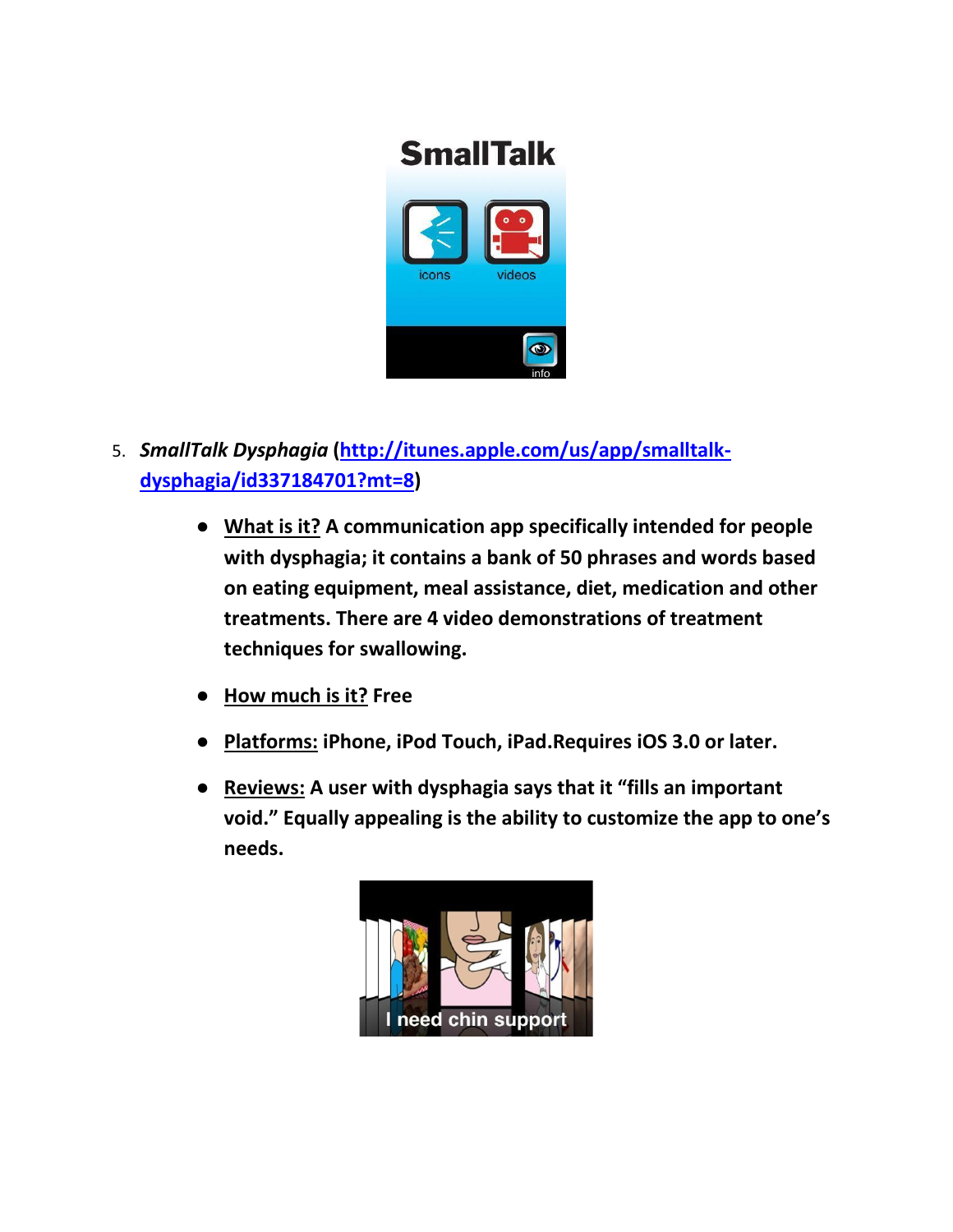5. ***SmallTalk Dysphagia*** **([http://itunes.apple.com/us/app/smalltalk-dysphagia/id337184701?mt=8](http://itunes.apple.com/us/app/smalltalk-dysphagia/id337184701?mt=8))**

   - **What is it? A communication app specifically intended for people with dysphagia; it contains a bank of 50 phrases and words based on eating equipment, meal assistance, diet, medication and other treatments. There are 4 video demonstrations of treatment techniques for swallowing.**
   - **How much is it? Free**
   - **Platforms: iPhone, iPod Touch, iPad.Requires iOS 3.0 or later.**
   - **Reviews: A user with dysphagia says that it "fills an important void." Equally appealing is the ability to customize the app to one's needs.**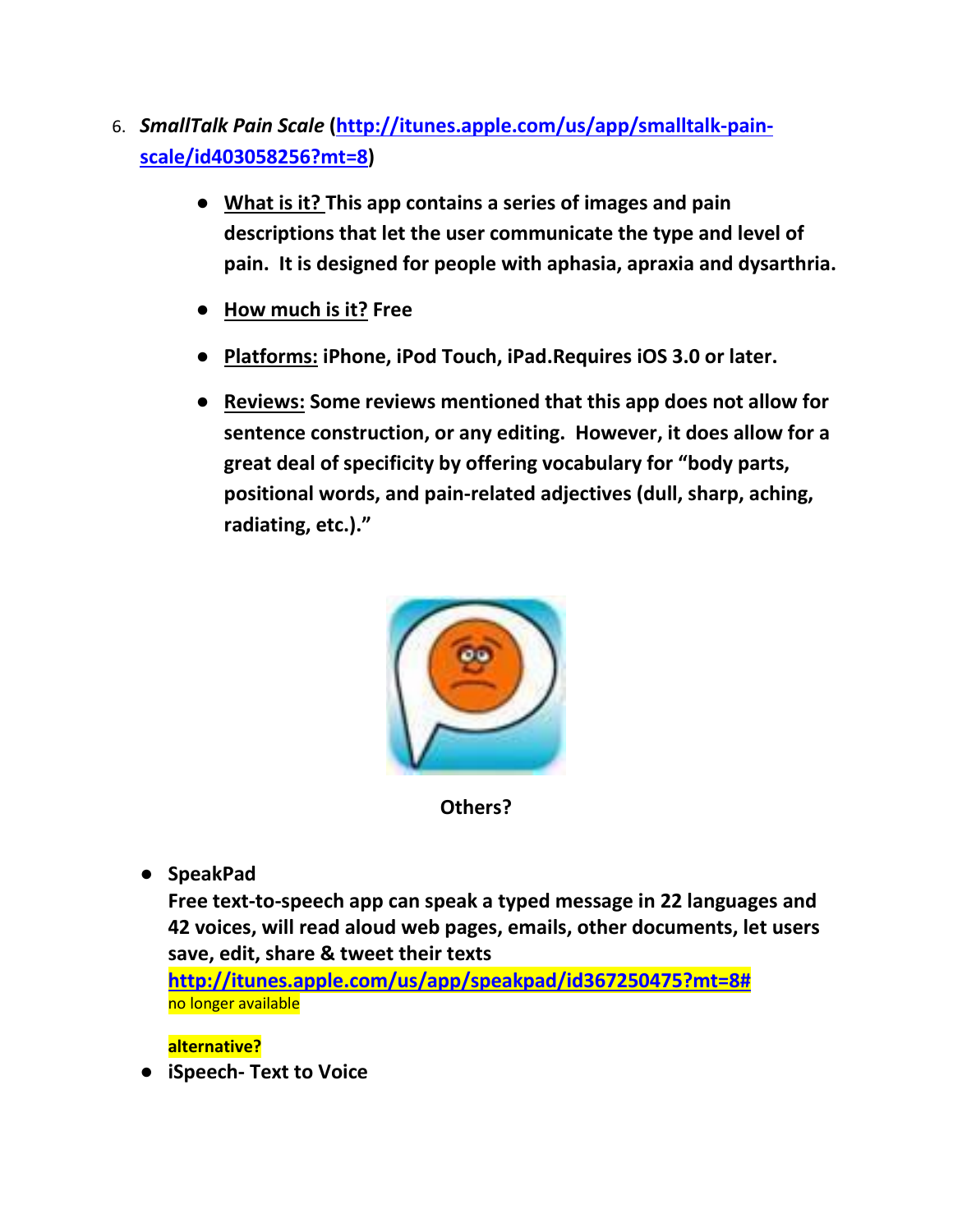6. ***SmallTalk Pain Scale* ([http://itunes.apple.com/us/app/smalltalk-pain-scale/id403058256?mt=8](http://itunes.apple.com/us/app/smalltalk-pain-scale/id403058256?mt=8))**

   - **What is it? This app contains a series of images and pain descriptions that let the user communicate the type and level of pain. It is designed for people with aphasia, apraxia and dysarthria.**
   - **How much is it? Free**
   - **Platforms: iPhone, iPod Touch, iPad.Requires iOS 3.0 or later.**
   - **Reviews: Some reviews mentioned that this app does not allow for sentence construction, or any editing. However, it does allow for a great deal of specificity by offering vocabulary for "body parts, positional words, and pain-related adjectives (dull, sharp, aching, radiating, etc.)."**

**Others?**

- **SpeakPad**
  **Free text-to-speech app can speak a typed message in 22 languages and 42 voices, will read aloud web pages, emails, other documents, let users save, edit, share & tweet their texts**
  **[http://itunes.apple.com/us/app/speakpad/id367250475?mt=8#](http://itunes.apple.com/us/app/speakpad/id367250475?mt=8#)**
  no longer available

  **alternative?**
- **iSpeech- Text to Voice**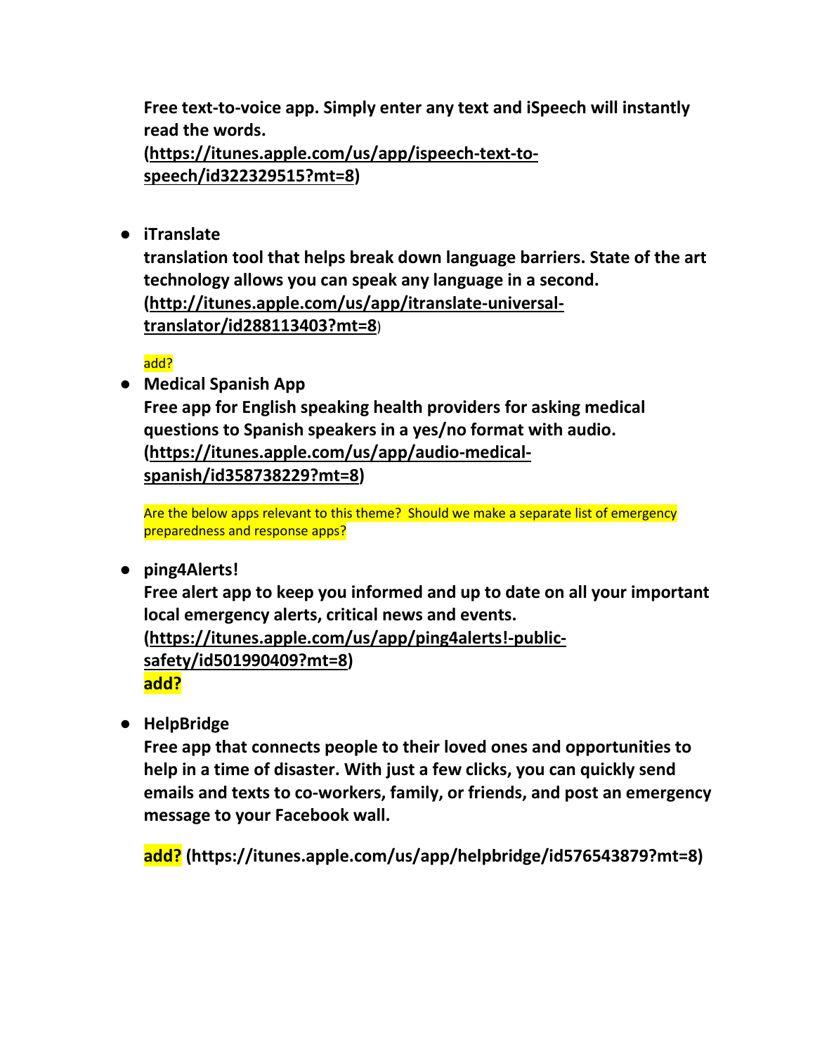**Free text-to-voice app. Simply enter any text and iSpeech will instantly read the words. (https://itunes.apple.com/us/app/ispeech-text-to-speech/id322329515?mt=8)**

- **iTranslate**
  **translation tool that helps break down language barriers. State of the art technology allows you can speak any language in a second. (http://itunes.apple.com/us/app/itranslate-universal-translator/id288113403?mt=8)**

  add?

- **Medical Spanish App**
  **Free app for English speaking health providers for asking medical questions to Spanish speakers in a yes/no format with audio. (https://itunes.apple.com/us/app/audio-medical-spanish/id358738229?mt=8)**

  Are the below apps relevant to this theme? Should we make a separate list of emergency preparedness and response apps?

- **ping4Alerts!**
  **Free alert app to keep you informed and up to date on all your important local emergency alerts, critical news and events. (https://itunes.apple.com/us/app/ping4alerts!-public-safety/id501990409?mt=8)**
  **add?**

- **HelpBridge**
  **Free app that connects people to their loved ones and opportunities to help in a time of disaster. With just a few clicks, you can quickly send emails and texts to co-workers, family, or friends, and post an emergency message to your Facebook wall.**

  **add? (https://itunes.apple.com/us/app/helpbridge/id576543879?mt=8)**